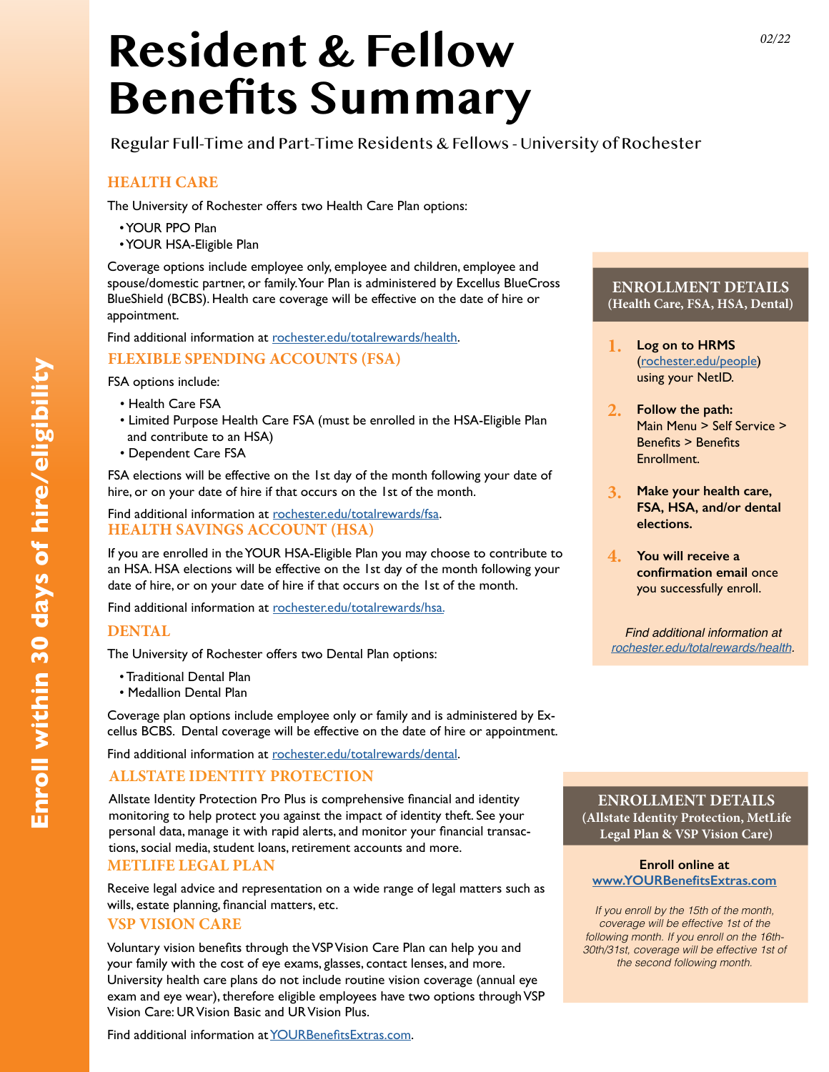# Resident & Fellow Benefits Summary

02/22

Regular Full-Time and Part-Time Residents & Fellows - University of Rochester

**Enroll within 30 days of hire/eligibility**

## HEALTH CARE

The University of Rochester offers two Health Care Plan options:

- YOUR PPO Plan
- YOUR HSA-Eligible Plan

Coverage options include employee only, employee and children, employee and spouse/domestic partner, or family. Your Plan is administered by Excellus BlueCross BlueShield (BCBS). Health care coverage will be effective on the date of hire or appointment.

Find additional information at rochester.edu/totalrewards/health.

## FLEXIBLE SPENDING ACCOUNTS (FSA)

FSA options include:

- Health Care FSA
- Limited Purpose Health Care FSA (must be enrolled in the HSA-Eligible Plan and contribute to an HSA)
- Dependent Care FSA

FSA elections will be effective on the 1st day of the month following your date of hire, or on your date of hire if that occurs on the 1st of the month.

Find additional information at rochester.edu/totalrewards/fsa.

## HEALTH SAVINGS ACCOUNT (HSA)

If you are enrolled in the YOUR HSA-Eligible Plan you may choose to contribute to an HSA. HSA elections will be effective on the 1st day of the month following your date of hire, or on your date of hire if that occurs on the 1st of the month.

Find additional information at rochester.edu/totalrewards/hsa.

## DENTAL

The University of Rochester offers two Dental Plan options:

- Traditional Dental Plan
- Medallion Dental Plan

Coverage plan options include employee only or family and is administered by Excellus BCBS. Dental coverage will be effective on the date of hire or appointment.

Find additional information at rochester.edu/totalrewards/dental.

## ENROLLMENT DETAILS
### (Health Care, FSA, HSA, Dental)

1. **Log on to HRMS** (rochester.edu/people) using your NetID.
2. **Follow the path:** Main Menu > Self Service > Benefits > Benefits Enrollment.
3. **Make your health care, FSA, HSA, and/or dental elections.**
4. **You will receive a confirmation email** once you successfully enroll.

*Find additional information at rochester.edu/totalrewards/health.*

## ALLSTATE IDENTITY PROTECTION

Allstate Identity Protection Pro Plus is comprehensive financial and identity monitoring to help protect you against the impact of identity theft. See your personal data, manage it with rapid alerts, and monitor your financial transactions, social media, student loans, retirement accounts and more.

## METLIFE LEGAL PLAN

Receive legal advice and representation on a wide range of legal matters such as wills, estate planning, financial matters, etc.

## VSP VISION CARE

Voluntary vision benefits through the VSP Vision Care Plan can help you and your family with the cost of eye exams, glasses, contact lenses, and more. University health care plans do not include routine vision coverage (annual eye exam and eye wear), therefore eligible employees have two options through VSP Vision Care: UR Vision Basic and UR Vision Plus.

Find additional information at YOURBenefitsExtras.com.

## ENROLLMENT DETAILS
### (Allstate Identity Protection, MetLife Legal Plan & VSP Vision Care)

**Enroll online at www.YOURBenefitsExtras.com**

*If you enroll by the 15th of the month, coverage will be effective 1st of the following month. If you enroll on the 16th-30th/31st, coverage will be effective 1st of the second following month.*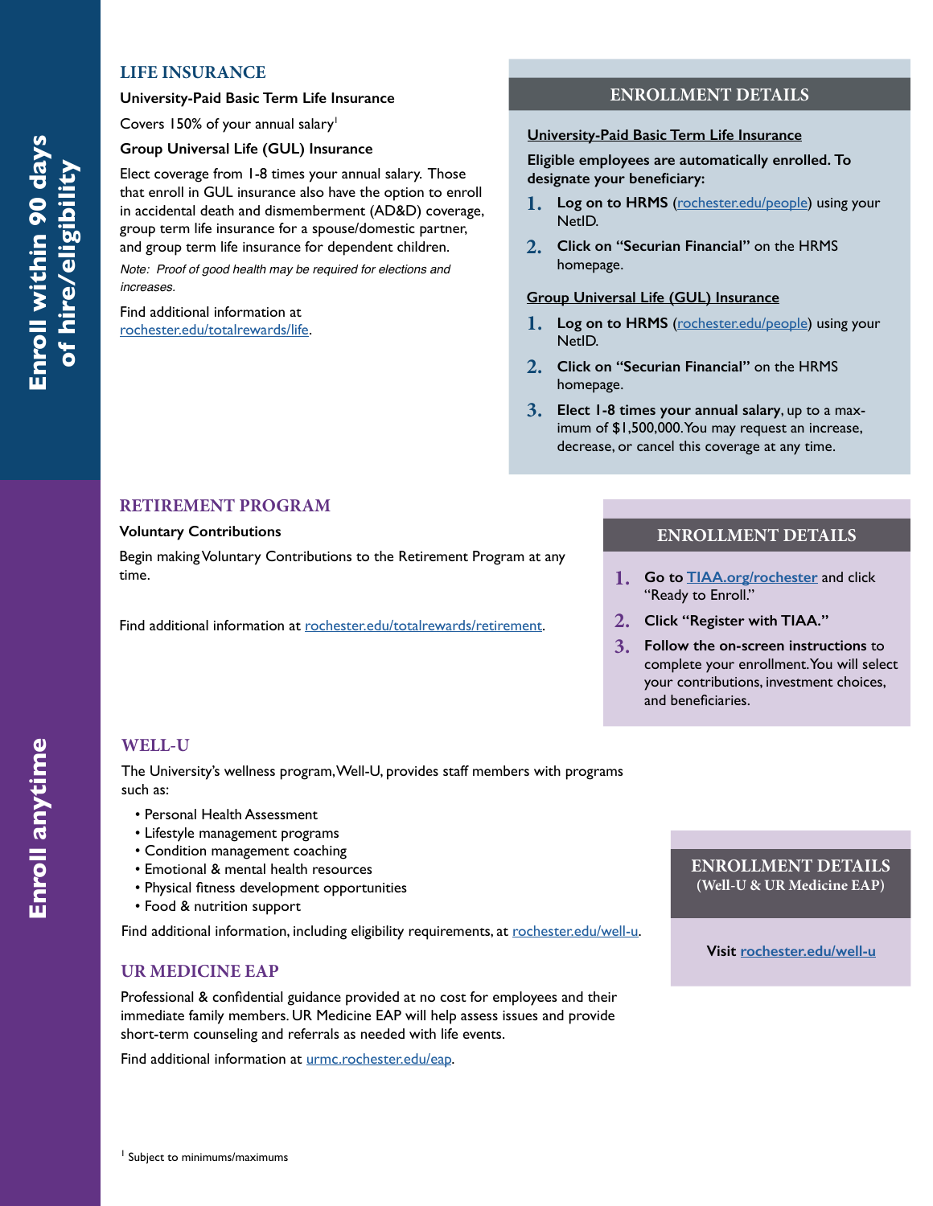**Enroll within 90 days of hire/eligibility**

## LIFE INSURANCE

**University-Paid Basic Term Life Insurance**

Covers 150% of your annual salary[1]

**Group Universal Life (GUL) Insurance**

Elect coverage from 1-8 times your annual salary. Those that enroll in GUL insurance also have the option to enroll in accidental death and dismemberment (AD&D) coverage, group term life insurance for a spouse/domestic partner, and group term life insurance for dependent children.

*Note: Proof of good health may be required for elections and increases.*

Find additional information at rochester.edu/totalrewards/life.

### ENROLLMENT DETAILS

**University-Paid Basic Term Life Insurance**

**Eligible employees are automatically enrolled. To designate your beneficiary:**

1. **Log on to HRMS** (rochester.edu/people) using your NetID.
2. **Click on "Securian Financial"** on the HRMS homepage.

**Group Universal Life (GUL) Insurance**

1. **Log on to HRMS** (rochester.edu/people) using your NetID.
2. **Click on "Securian Financial"** on the HRMS homepage.
3. **Elect 1-8 times your annual salary**, up to a maximum of $1,500,000. You may request an increase, decrease, or cancel this coverage at any time.

**Enroll anytime**

## RETIREMENT PROGRAM

**Voluntary Contributions**

Begin making Voluntary Contributions to the Retirement Program at any time.

Find additional information at rochester.edu/totalrewards/retirement.

### ENROLLMENT DETAILS

1. **Go to TIAA.org/rochester** and click "Ready to Enroll."
2. **Click "Register with TIAA."**
3. **Follow the on-screen instructions** to complete your enrollment. You will select your contributions, investment choices, and beneficiaries.

## WELL-U

The University's wellness program, Well-U, provides staff members with programs such as:

- Personal Health Assessment
- Lifestyle management programs
- Condition management coaching
- Emotional & mental health resources
- Physical fitness development opportunities
- Food & nutrition support

Find additional information, including eligibility requirements, at rochester.edu/well-u.

## UR MEDICINE EAP

Professional & confidential guidance provided at no cost for employees and their immediate family members. UR Medicine EAP will help assess issues and provide short-term counseling and referrals as needed with life events.

Find additional information at urmc.rochester.edu/eap.

### ENROLLMENT DETAILS (Well-U & UR Medicine EAP)

**Visit rochester.edu/well-u**

[1] Subject to minimums/maximums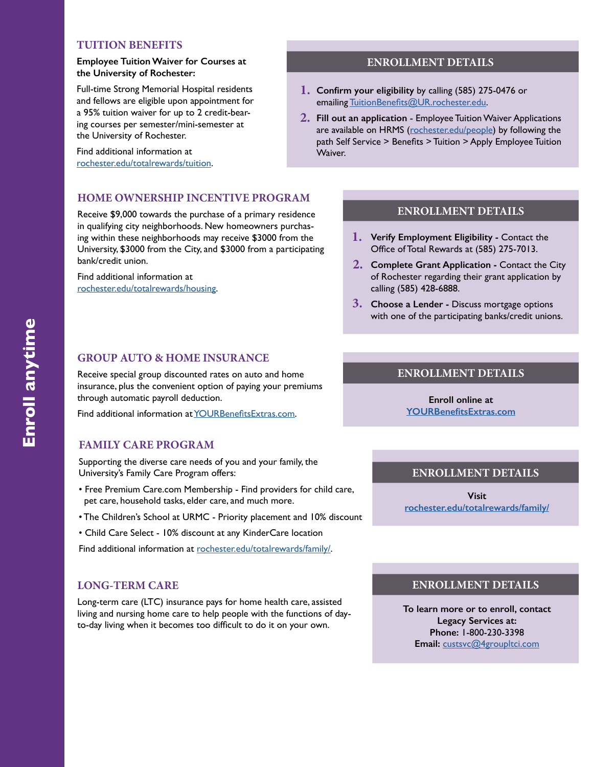Enroll anytime

## TUITION BENEFITS

**Employee Tuition Waiver for Courses at the University of Rochester:**

Full-time Strong Memorial Hospital residents and fellows are eligible upon appointment for a 95% tuition waiver for up to 2 credit-bearing courses per semester/mini-semester at the University of Rochester.

Find additional information at rochester.edu/totalrewards/tuition.

### ENROLLMENT DETAILS

1. **Confirm your eligibility** by calling (585) 275-0476 or emailing TuitionBenefits@UR.rochester.edu.
2. **Fill out an application** - Employee Tuition Waiver Applications are available on HRMS (rochester.edu/people) by following the path Self Service > Benefits > Tuition > Apply Employee Tuition Waiver.

## HOME OWNERSHIP INCENTIVE PROGRAM

Receive $9,000 towards the purchase of a primary residence in qualifying city neighborhoods. New homeowners purchasing within these neighborhoods may receive $3000 from the University, $3000 from the City, and $3000 from a participating bank/credit union.

Find additional information at rochester.edu/totalrewards/housing.

### ENROLLMENT DETAILS

1. **Verify Employment Eligibility -** Contact the Office of Total Rewards at (585) 275-7013.
2. **Complete Grant Application -** Contact the City of Rochester regarding their grant application by calling (585) 428-6888.
3. **Choose a Lender -** Discuss mortgage options with one of the participating banks/credit unions.

## GROUP AUTO & HOME INSURANCE

Receive special group discounted rates on auto and home insurance, plus the convenient option of paying your premiums through automatic payroll deduction.

Find additional information at YOURBenefitsExtras.com.

### ENROLLMENT DETAILS

**Enroll online at YOURBenefitsExtras.com**

## FAMILY CARE PROGRAM

Supporting the diverse care needs of you and your family, the University's Family Care Program offers:

- Free Premium Care.com Membership - Find providers for child care, pet care, household tasks, elder care, and much more.
- The Children's School at URMC - Priority placement and 10% discount
- Child Care Select - 10% discount at any KinderCare location

Find additional information at rochester.edu/totalrewards/family/.

### ENROLLMENT DETAILS

**Visit rochester.edu/totalrewards/family/**

## LONG-TERM CARE

Long-term care (LTC) insurance pays for home health care, assisted living and nursing home care to help people with the functions of day-to-day living when it becomes too difficult to do it on your own.

### ENROLLMENT DETAILS

**To learn more or to enroll, contact Legacy Services at:**
**Phone:** 1-800-230-3398
**Email:** custsvc@4groupltci.com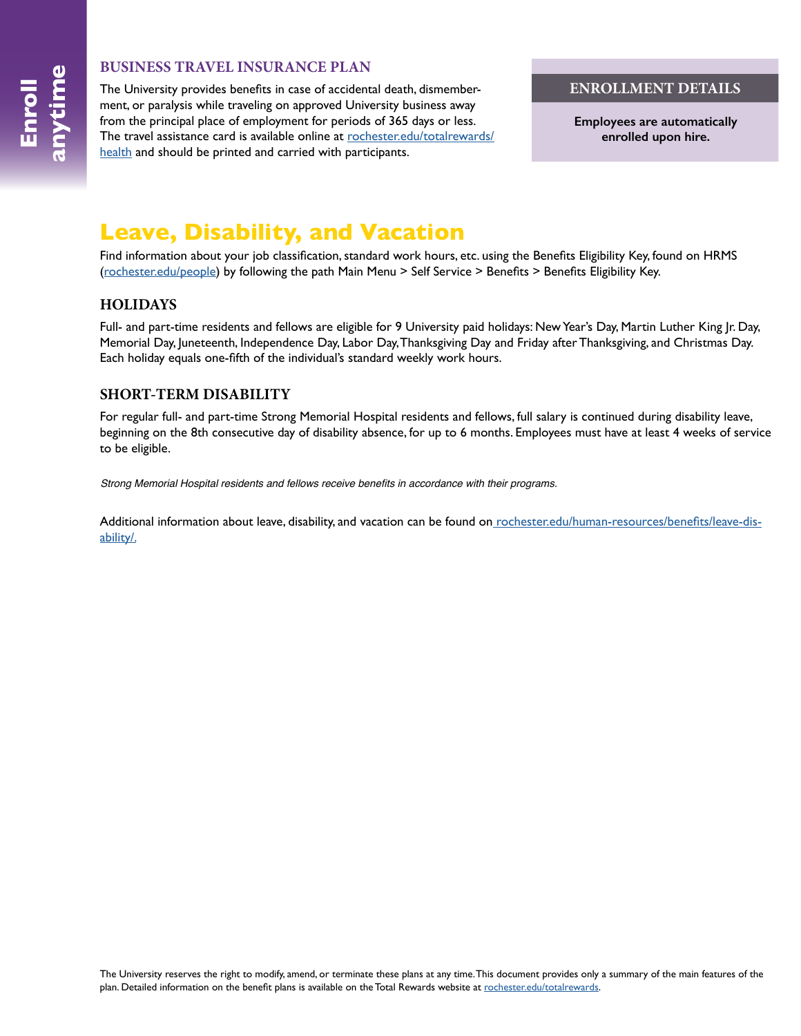Enroll anytime

### BUSINESS TRAVEL INSURANCE PLAN

The University provides benefits in case of accidental death, dismemberment, or paralysis while traveling on approved University business away from the principal place of employment for periods of 365 days or less. The travel assistance card is available online at rochester.edu/totalrewards/health and should be printed and carried with participants.

**ENROLLMENT DETAILS**

**Employees are automatically enrolled upon hire.**

# Leave, Disability, and Vacation

Find information about your job classification, standard work hours, etc. using the Benefits Eligibility Key, found on HRMS (rochester.edu/people) by following the path Main Menu > Self Service > Benefits > Benefits Eligibility Key.

### HOLIDAYS

Full- and part-time residents and fellows are eligible for 9 University paid holidays: New Year's Day, Martin Luther King Jr. Day, Memorial Day, Juneteenth, Independence Day, Labor Day, Thanksgiving Day and Friday after Thanksgiving, and Christmas Day. Each holiday equals one-fifth of the individual's standard weekly work hours.

### SHORT-TERM DISABILITY

For regular full- and part-time Strong Memorial Hospital residents and fellows, full salary is continued during disability leave, beginning on the 8th consecutive day of disability absence, for up to 6 months. Employees must have at least 4 weeks of service to be eligible.

*Strong Memorial Hospital residents and fellows receive benefits in accordance with their programs.*

Additional information about leave, disability, and vacation can be found on rochester.edu/human-resources/benefits/leave-disability/.

The University reserves the right to modify, amend, or terminate these plans at any time. This document provides only a summary of the main features of the plan. Detailed information on the benefit plans is available on the Total Rewards website at rochester.edu/totalrewards.